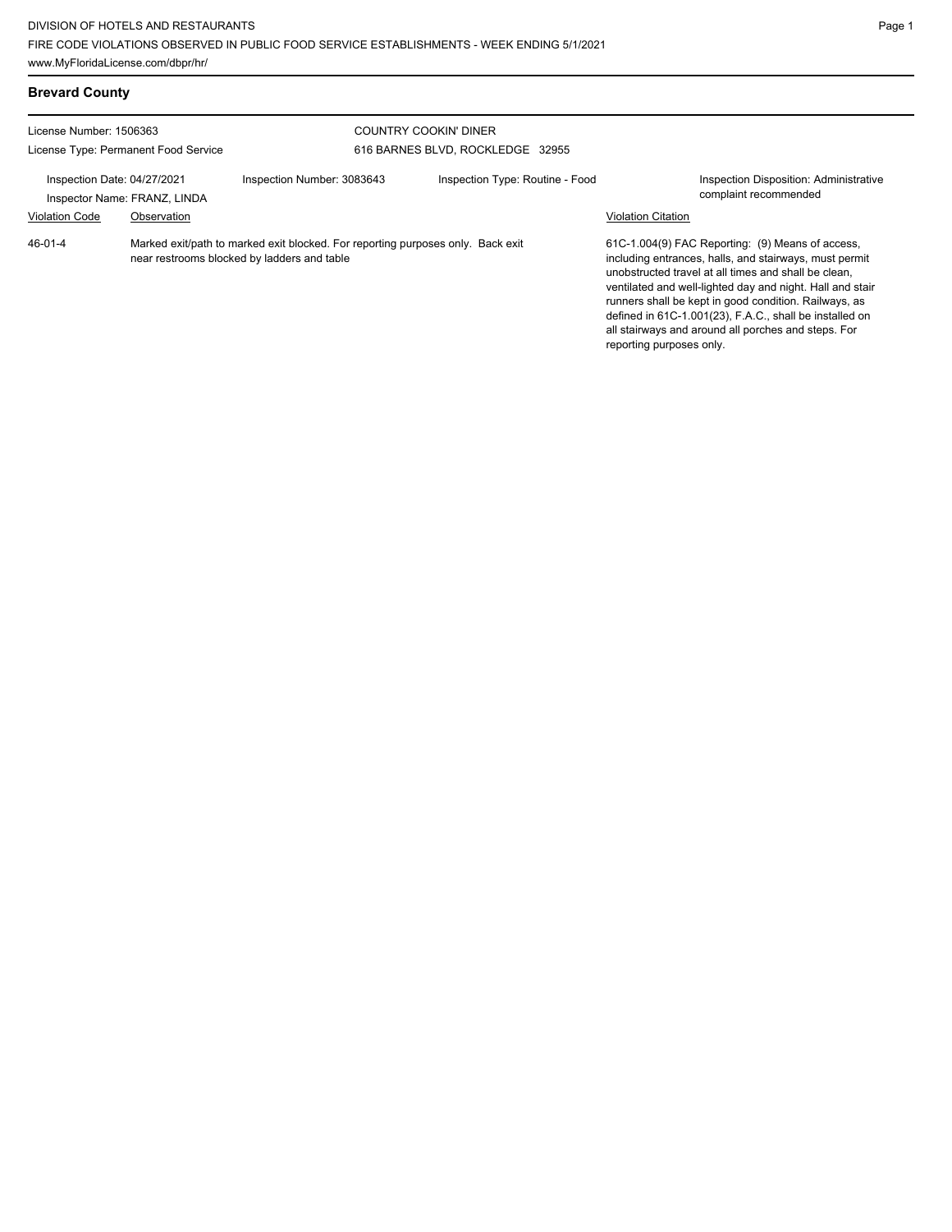DIVISION OF HOTELS AND RESTAURANTS
FIRE CODE VIOLATIONS OBSERVED IN PUBLIC FOOD SERVICE ESTABLISHMENTS - WEEK ENDING 5/1/2021
www.MyFloridaLicense.com/dbpr/hr/

## Brevard County

License Number: 1506363
License Type: Permanent Food Service

COUNTRY COOKIN' DINER
616 BARNES BLVD, ROCKLEDGE 32955

Inspection Date: 04/27/2021
Inspector Name: FRANZ, LINDA
Inspection Number: 3083643
Inspection Type: Routine - Food
Inspection Disposition: Administrative complaint recommended

| Violation Code | Observation | Violation Citation |
|---|---|---|
| 46-01-4 | Marked exit/path to marked exit blocked. For reporting purposes only. Back exit near restrooms blocked by ladders and table | 61C-1.004(9) FAC Reporting: (9) Means of access, including entrances, halls, and stairways, must permit unobstructed travel at all times and shall be clean, ventilated and well-lighted day and night. Hall and stair runners shall be kept in good condition. Railways, as defined in 61C-1.001(23), F.A.C., shall be installed on all stairways and around all porches and steps. For reporting purposes only. |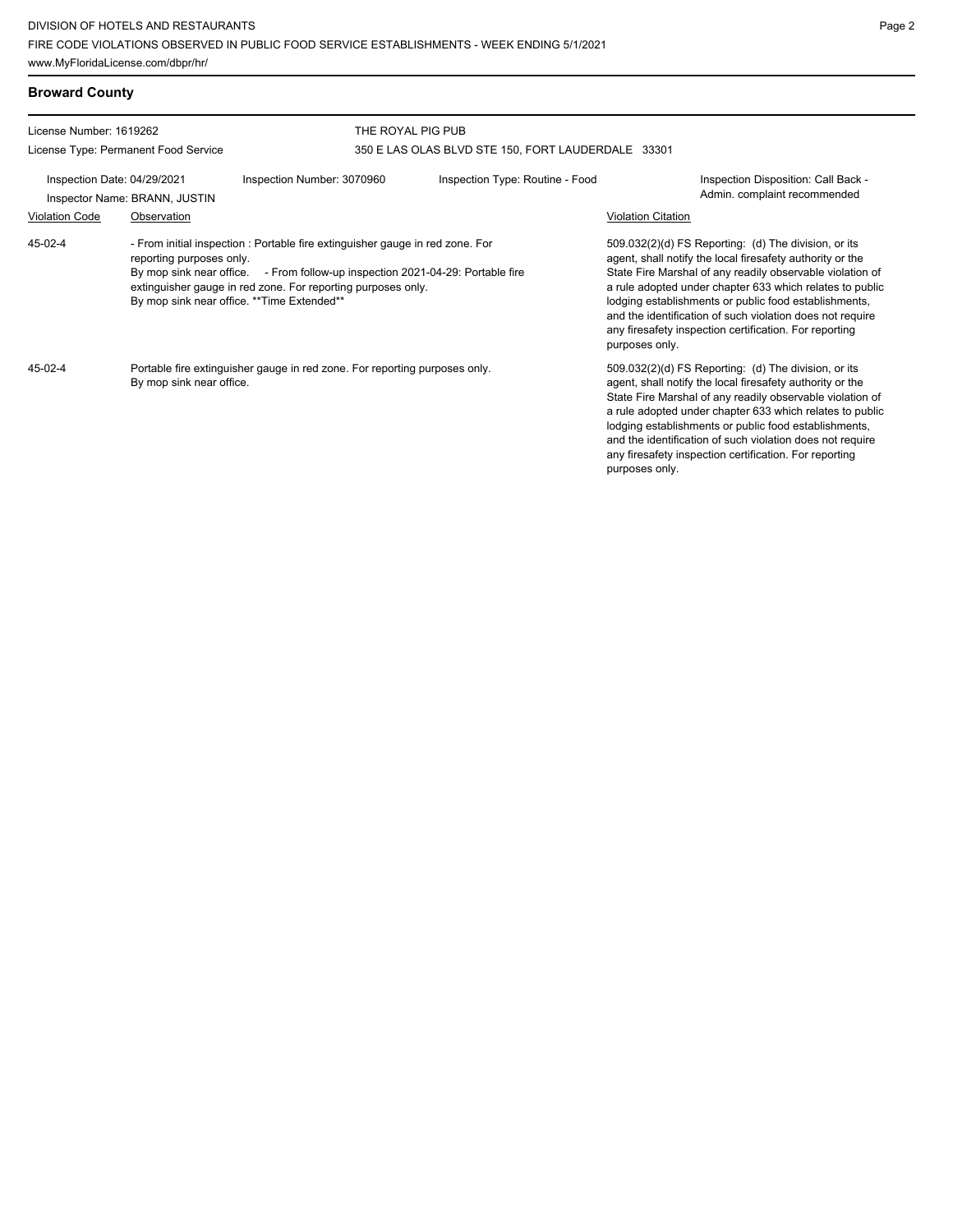## Broward County

License Number: 1619262
License Type: Permanent Food Service

THE ROYAL PIG PUB
350 E LAS OLAS BLVD STE 150, FORT LAUDERDALE 33301

Inspection Date: 04/29/2021
Inspector Name: BRANN, JUSTIN
Inspection Number: 3070960
Inspection Type: Routine - Food
Inspection Disposition: Call Back - Admin. complaint recommended

| Violation Code | Observation | Violation Citation |
| --- | --- | --- |
| 45-02-4 | - From initial inspection : Portable fire extinguisher gauge in red zone. For reporting purposes only. By mop sink near office. - From follow-up inspection 2021-04-29: Portable fire extinguisher gauge in red zone. For reporting purposes only. By mop sink near office. **Time Extended** | 509.032(2)(d) FS Reporting: (d) The division, or its agent, shall notify the local firesafety authority or the State Fire Marshal of any readily observable violation of a rule adopted under chapter 633 which relates to public lodging establishments or public food establishments, and the identification of such violation does not require any firesafety inspection certification. For reporting purposes only. |
| 45-02-4 | Portable fire extinguisher gauge in red zone. For reporting purposes only. By mop sink near office. | 509.032(2)(d) FS Reporting: (d) The division, or its agent, shall notify the local firesafety authority or the State Fire Marshal of any readily observable violation of a rule adopted under chapter 633 which relates to public lodging establishments or public food establishments, and the identification of such violation does not require any firesafety inspection certification. For reporting purposes only. |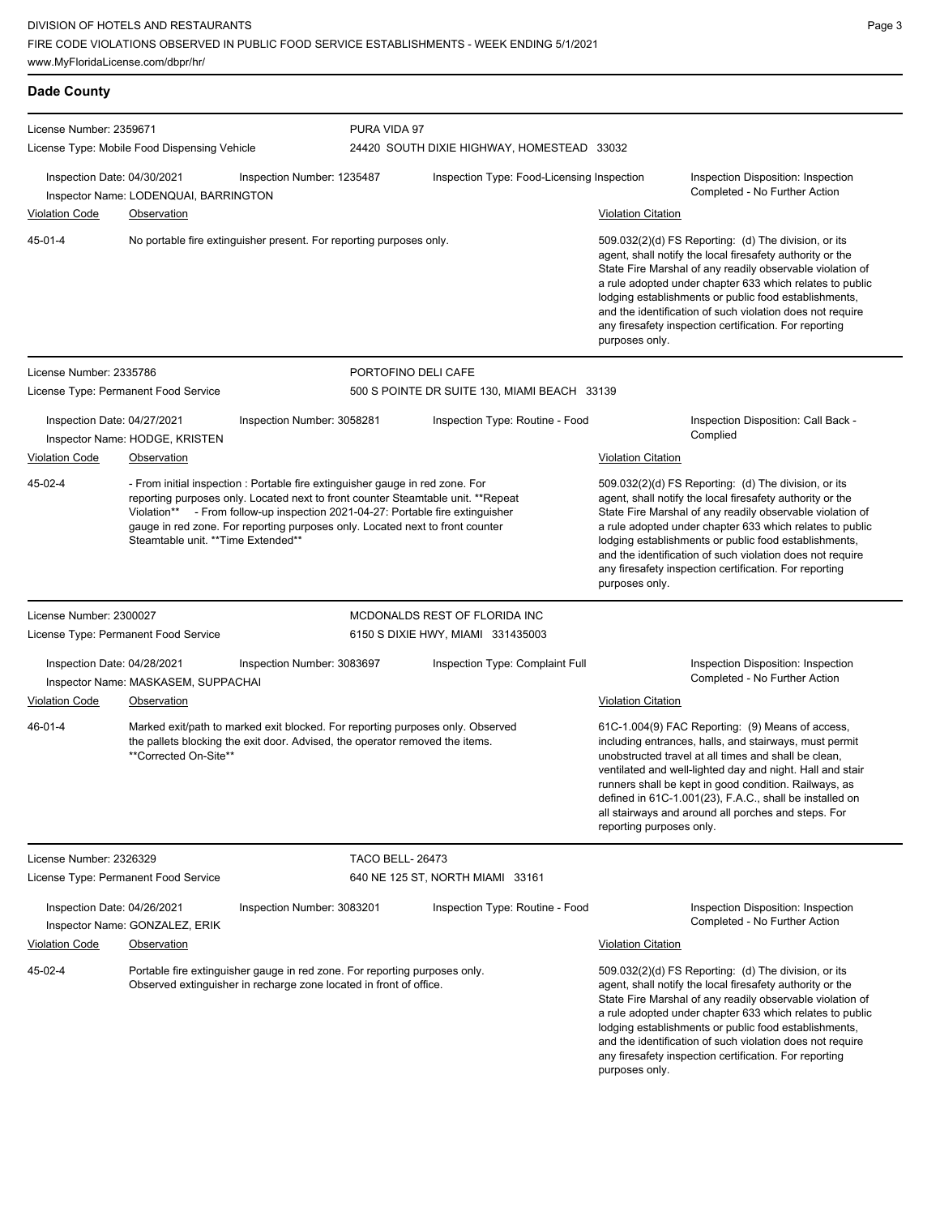## Dade County

**License Number:** 2359671
**License Type:** Mobile Food Dispensing Vehicle

**PURA VIDA 97**
24420 SOUTH DIXIE HIGHWAY, HOMESTEAD 33032

**Inspection Date:** 04/30/2021
**Inspection Number:** 1235487
**Inspection Type:** Food-Licensing Inspection
**Inspection Disposition:** Inspection Completed - No Further Action
**Inspector Name:** LODENQUAI, BARRINGTON

| Violation Code | Observation | Violation Citation |
|---|---|---|
| 45-01-4 | No portable fire extinguisher present. For reporting purposes only. | 509.032(2)(d) FS Reporting: (d) The division, or its agent, shall notify the local firesafety authority or the State Fire Marshal of any readily observable violation of a rule adopted under chapter 633 which relates to public lodging establishments or public food establishments, and the identification of such violation does not require any firesafety inspection certification. For reporting purposes only. |

---

**License Number:** 2335786
**License Type:** Permanent Food Service

**PORTOFINO DELI CAFE**
500 S POINTE DR SUITE 130, MIAMI BEACH 33139

**Inspection Date:** 04/27/2021
**Inspection Number:** 3058281
**Inspection Type:** Routine - Food
**Inspection Disposition:** Call Back - Complied
**Inspector Name:** HODGE, KRISTEN

| Violation Code | Observation | Violation Citation |
|---|---|---|
| 45-02-4 | - From initial inspection : Portable fire extinguisher gauge in red zone. For reporting purposes only. Located next to front counter Steamtable unit. **Repeat Violation** - From follow-up inspection 2021-04-27: Portable fire extinguisher gauge in red zone. For reporting purposes only. Located next to front counter Steamtable unit. **Time Extended** | 509.032(2)(d) FS Reporting: (d) The division, or its agent, shall notify the local firesafety authority or the State Fire Marshal of any readily observable violation of a rule adopted under chapter 633 which relates to public lodging establishments or public food establishments, and the identification of such violation does not require any firesafety inspection certification. For reporting purposes only. |

---

**License Number:** 2300027
**License Type:** Permanent Food Service

**MCDONALDS REST OF FLORIDA INC**
6150 S DIXIE HWY, MIAMI 331435003

**Inspection Date:** 04/28/2021
**Inspection Number:** 3083697
**Inspection Type:** Complaint Full
**Inspection Disposition:** Inspection Completed - No Further Action
**Inspector Name:** MASKASEM, SUPPACHAI

| Violation Code | Observation | Violation Citation |
|---|---|---|
| 46-01-4 | Marked exit/path to marked exit blocked. For reporting purposes only. Observed the pallets blocking the exit door. Advised, the operator removed the items. **Corrected On-Site** | 61C-1.004(9) FAC Reporting: (9) Means of access, including entrances, halls, and stairways, must permit unobstructed travel at all times and shall be clean, ventilated and well-lighted day and night. Hall and stair runners shall be kept in good condition. Railways, as defined in 61C-1.001(23), F.A.C., shall be installed on all stairways and around all porches and steps. For reporting purposes only. |

---

**License Number:** 2326329
**License Type:** Permanent Food Service

**TACO BELL- 26473**
640 NE 125 ST, NORTH MIAMI 33161

**Inspection Date:** 04/26/2021
**Inspection Number:** 3083201
**Inspection Type:** Routine - Food
**Inspection Disposition:** Inspection Completed - No Further Action
**Inspector Name:** GONZALEZ, ERIK

| Violation Code | Observation | Violation Citation |
|---|---|---|
| 45-02-4 | Portable fire extinguisher gauge in red zone. For reporting purposes only. Observed extinguisher in recharge zone located in front of office. | 509.032(2)(d) FS Reporting: (d) The division, or its agent, shall notify the local firesafety authority or the State Fire Marshal of any readily observable violation of a rule adopted under chapter 633 which relates to public lodging establishments or public food establishments, and the identification of such violation does not require any firesafety inspection certification. For reporting purposes only. |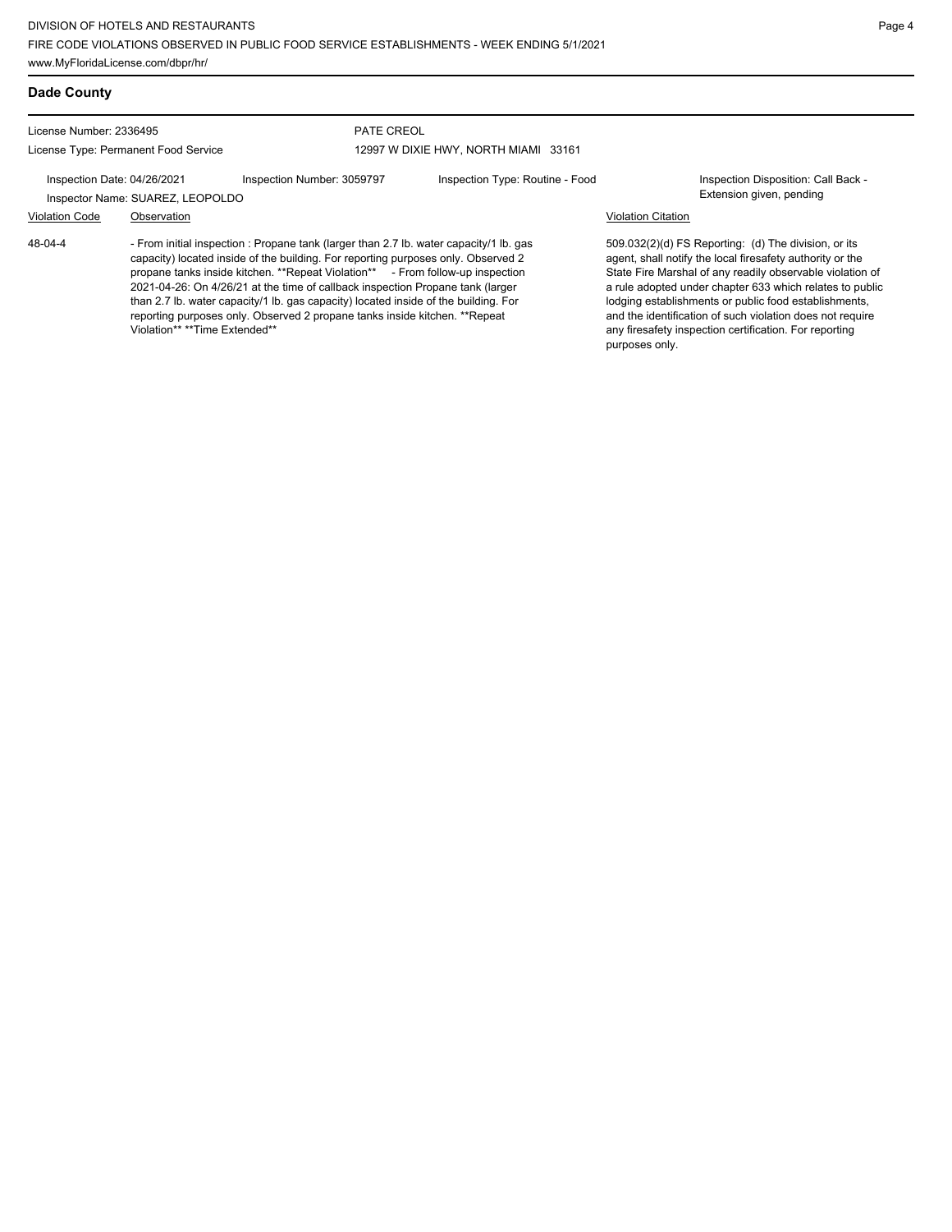## Dade County

License Number: 2336495

License Type: Permanent Food Service

PATE CREOL

12997 W DIXIE HWY, NORTH MIAMI 33161

Inspection Date: 04/26/2021

Inspection Number: 3059797

Inspection Type: Routine - Food

Inspection Disposition: Call Back - Extension given, pending

Inspector Name: SUAREZ, LEOPOLDO

| Violation Code | Observation | Violation Citation |
|---|---|---|
| 48-04-4 | - From initial inspection : Propane tank (larger than 2.7 lb. water capacity/1 lb. gas capacity) located inside of the building. For reporting purposes only. Observed 2 propane tanks inside kitchen. **Repeat Violation** - From follow-up inspection 2021-04-26: On 4/26/21 at the time of callback inspection Propane tank (larger than 2.7 lb. water capacity/1 lb. gas capacity) located inside of the building. For reporting purposes only. Observed 2 propane tanks inside kitchen. **Repeat Violation** **Time Extended** | 509.032(2)(d) FS Reporting: (d) The division, or its agent, shall notify the local firesafety authority or the State Fire Marshal of any readily observable violation of a rule adopted under chapter 633 which relates to public lodging establishments or public food establishments, and the identification of such violation does not require any firesafety inspection certification. For reporting purposes only. |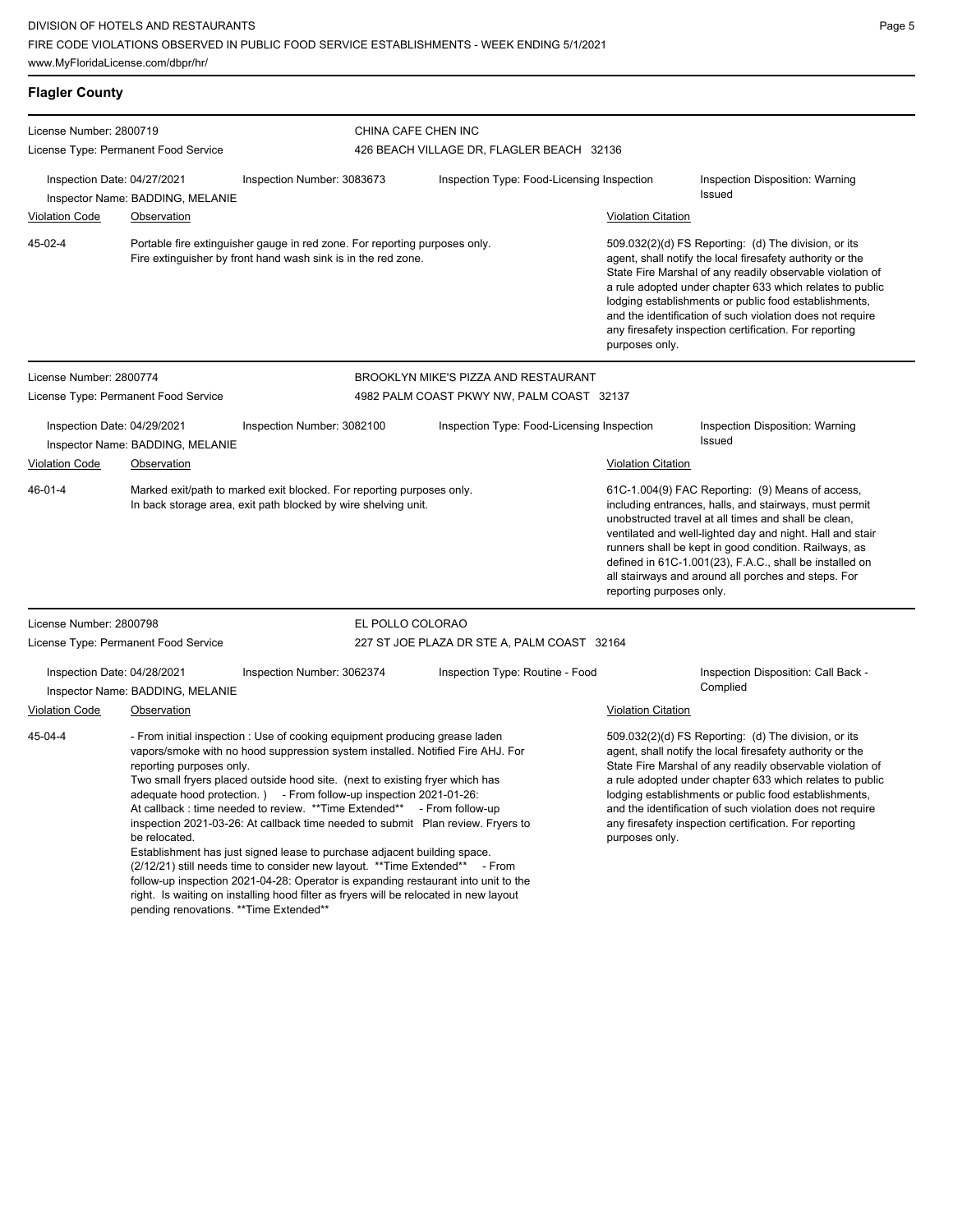## Flagler County

**License Number:** 2800719
**License Type:** Permanent Food Service

**CHINA CAFE CHEN INC**
426 BEACH VILLAGE DR, FLAGLER BEACH 32136

**Inspection Date:** 04/27/2021
**Inspector Name:** BADDING, MELANIE
**Inspection Number:** 3083673
**Inspection Type:** Food-Licensing Inspection
**Inspection Disposition:** Warning Issued

| Violation Code | Observation | Violation Citation |
|---|---|---|
| 45-02-4 | Portable fire extinguisher gauge in red zone. For reporting purposes only. Fire extinguisher by front hand wash sink is in the red zone. | 509.032(2)(d) FS Reporting: (d) The division, or its agent, shall notify the local firesafety authority or the State Fire Marshal of any readily observable violation of a rule adopted under chapter 633 which relates to public lodging establishments or public food establishments, and the identification of such violation does not require any firesafety inspection certification. For reporting purposes only. |

---

**License Number:** 2800774
**License Type:** Permanent Food Service

**BROOKLYN MIKE'S PIZZA AND RESTAURANT**
4982 PALM COAST PKWY NW, PALM COAST 32137

**Inspection Date:** 04/29/2021
**Inspector Name:** BADDING, MELANIE
**Inspection Number:** 3082100
**Inspection Type:** Food-Licensing Inspection
**Inspection Disposition:** Warning Issued

| Violation Code | Observation | Violation Citation |
|---|---|---|
| 46-01-4 | Marked exit/path to marked exit blocked. For reporting purposes only. In back storage area, exit path blocked by wire shelving unit. | 61C-1.004(9) FAC Reporting: (9) Means of access, including entrances, halls, and stairways, must permit unobstructed travel at all times and shall be clean, ventilated and well-lighted day and night. Hall and stair runners shall be kept in good condition. Railways, as defined in 61C-1.001(23), F.A.C., shall be installed on all stairways and around all porches and steps. For reporting purposes only. |

---

**License Number:** 2800798
**License Type:** Permanent Food Service

**EL POLLO COLORAO**
227 ST JOE PLAZA DR STE A, PALM COAST 32164

**Inspection Date:** 04/28/2021
**Inspector Name:** BADDING, MELANIE
**Inspection Number:** 3062374
**Inspection Type:** Routine - Food
**Inspection Disposition:** Call Back - Complied

| Violation Code | Observation | Violation Citation |
|---|---|---|
| 45-04-4 | - From initial inspection : Use of cooking equipment producing grease laden vapors/smoke with no hood suppression system installed. Notified Fire AHJ. For reporting purposes only. Two small fryers placed outside hood site. (next to existing fryer which has adequate hood protection. ) - From follow-up inspection 2021-01-26: At callback : time needed to review. **Time Extended** - From follow-up inspection 2021-03-26: At callback time needed to submit Plan review. Fryers to be relocated. Establishment has just signed lease to purchase adjacent building space. (2/12/21) still needs time to consider new layout. **Time Extended** - From follow-up inspection 2021-04-28: Operator is expanding restaurant into unit to the right. Is waiting on installing hood filter as fryers will be relocated in new layout pending renovations. **Time Extended** | 509.032(2)(d) FS Reporting: (d) The division, or its agent, shall notify the local firesafety authority or the State Fire Marshal of any readily observable violation of a rule adopted under chapter 633 which relates to public lodging establishments or public food establishments, and the identification of such violation does not require any firesafety inspection certification. For reporting purposes only. |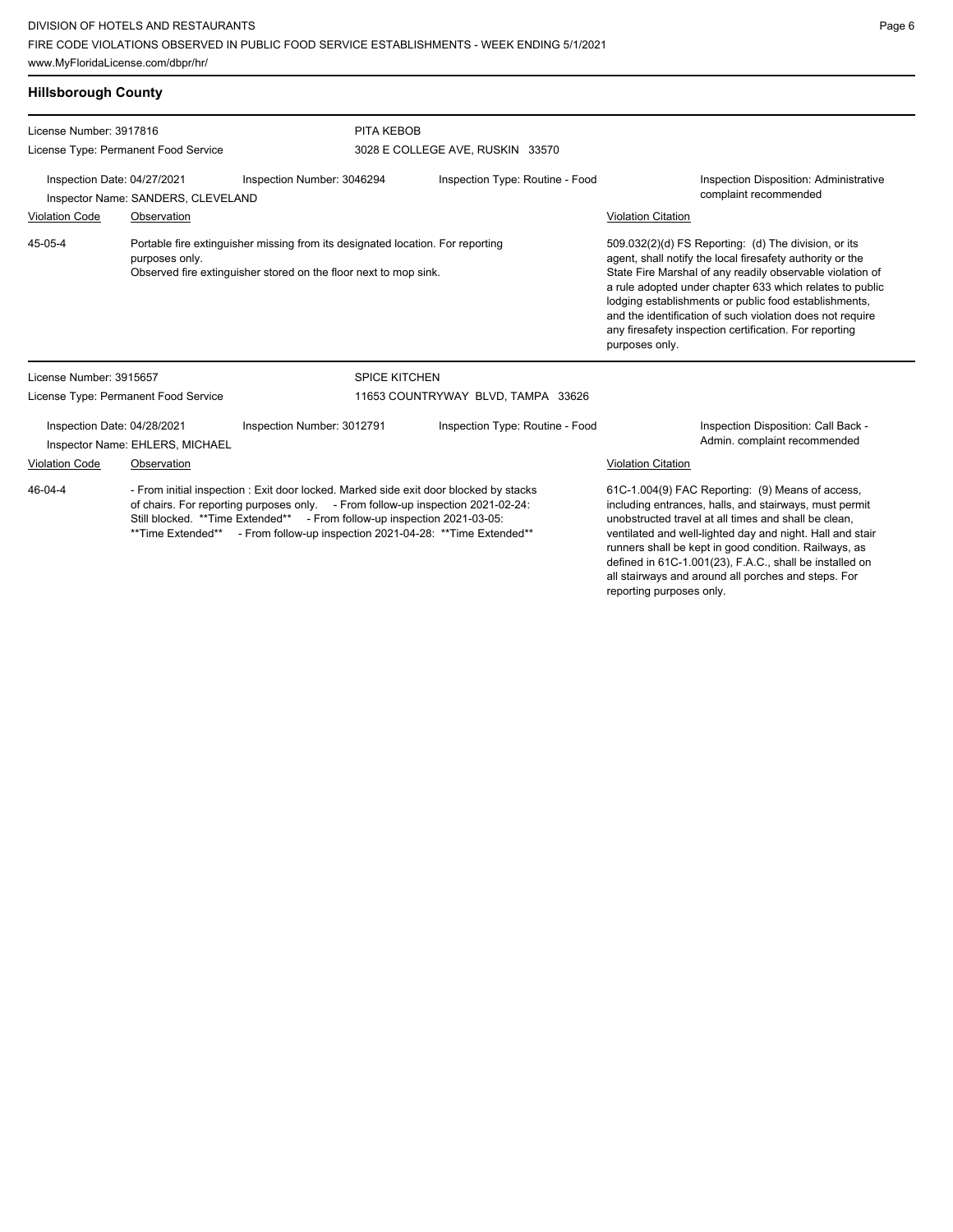## Hillsborough County

**License Number:** 3917816
**License Type:** Permanent Food Service

**PITA KEBOB**
3028 E COLLEGE AVE, RUSKIN 33570

**Inspection Date:** 04/27/2021
**Inspection Number:** 3046294
**Inspection Type:** Routine - Food
**Inspection Disposition:** Administrative complaint recommended
**Inspector Name:** SANDERS, CLEVELAND

| Violation Code | Observation | Violation Citation |
| --- | --- | --- |
| 45-05-4 | Portable fire extinguisher missing from its designated location. For reporting purposes only. Observed fire extinguisher stored on the floor next to mop sink. | 509.032(2)(d) FS Reporting: (d) The division, or its agent, shall notify the local firesafety authority or the State Fire Marshal of any readily observable violation of a rule adopted under chapter 633 which relates to public lodging establishments or public food establishments, and the identification of such violation does not require any firesafety inspection certification. For reporting purposes only. |

---

**License Number:** 3915657
**License Type:** Permanent Food Service

**SPICE KITCHEN**
11653 COUNTRYWAY BLVD, TAMPA 33626

**Inspection Date:** 04/28/2021
**Inspection Number:** 3012791
**Inspection Type:** Routine - Food
**Inspection Disposition:** Call Back - Admin. complaint recommended
**Inspector Name:** EHLERS, MICHAEL

| Violation Code | Observation | Violation Citation |
| --- | --- | --- |
| 46-04-4 | - From initial inspection : Exit door locked. Marked side exit door blocked by stacks of chairs. For reporting purposes only. - From follow-up inspection 2021-02-24: Still blocked. **Time Extended** - From follow-up inspection 2021-03-05: **Time Extended** - From follow-up inspection 2021-04-28: **Time Extended** | 61C-1.004(9) FAC Reporting: (9) Means of access, including entrances, halls, and stairways, must permit unobstructed travel at all times and shall be clean, ventilated and well-lighted day and night. Hall and stair runners shall be kept in good condition. Railways, as defined in 61C-1.001(23), F.A.C., shall be installed on all stairways and around all porches and steps. For reporting purposes only. |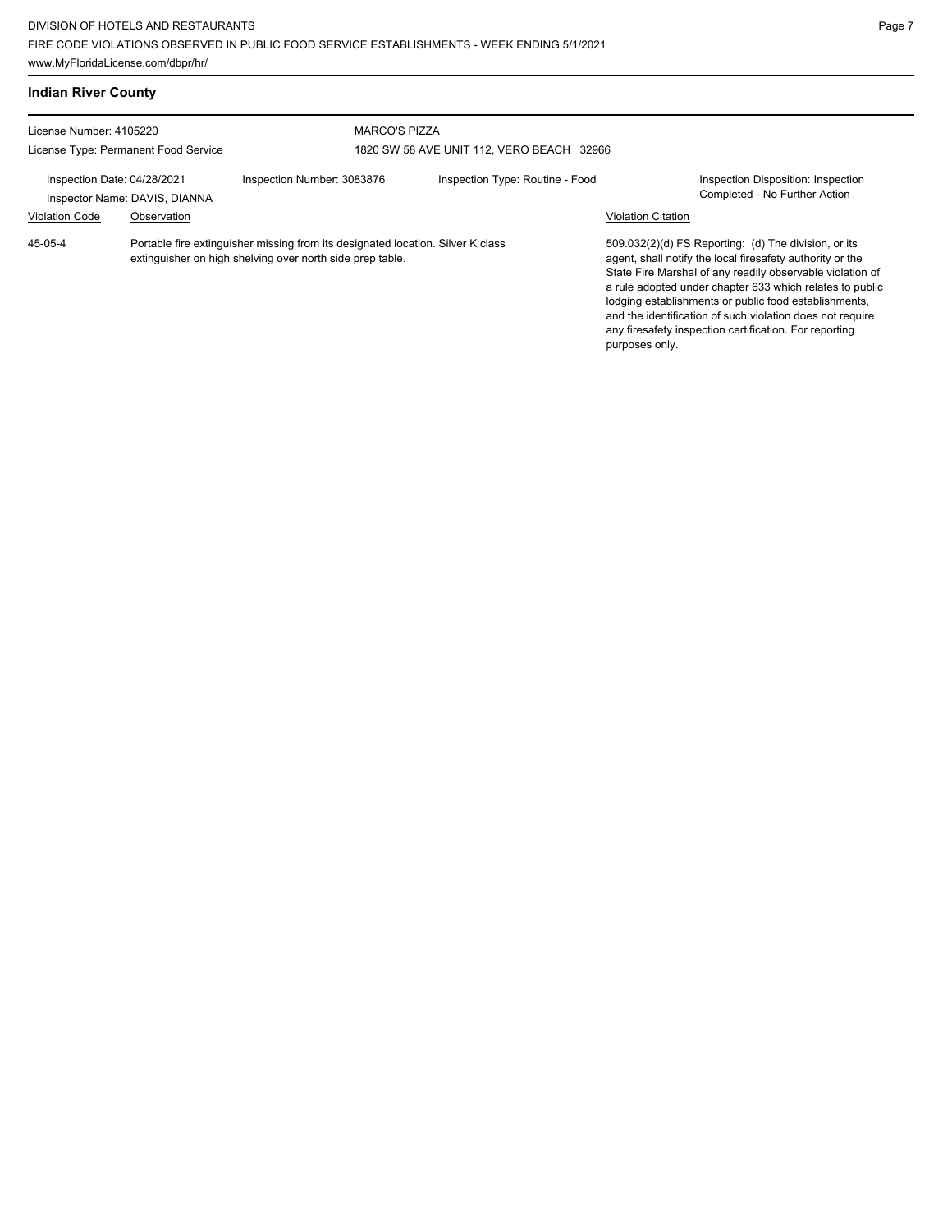## Indian River County

License Number: 4105220
License Type: Permanent Food Service

MARCO'S PIZZA
1820 SW 58 AVE UNIT 112, VERO BEACH 32966

Inspection Date: 04/28/2021
Inspector Name: DAVIS, DIANNA

Inspection Number: 3083876

Inspection Type: Routine - Food

Inspection Disposition: Inspection Completed - No Further Action

| Violation Code | Observation | Violation Citation |
| --- | --- | --- |
| 45-05-4 | Portable fire extinguisher missing from its designated location. Silver K class extinguisher on high shelving over north side prep table. | 509.032(2)(d) FS Reporting: (d) The division, or its agent, shall notify the local firesafety authority or the State Fire Marshal of any readily observable violation of a rule adopted under chapter 633 which relates to public lodging establishments or public food establishments, and the identification of such violation does not require any firesafety inspection certification. For reporting purposes only. |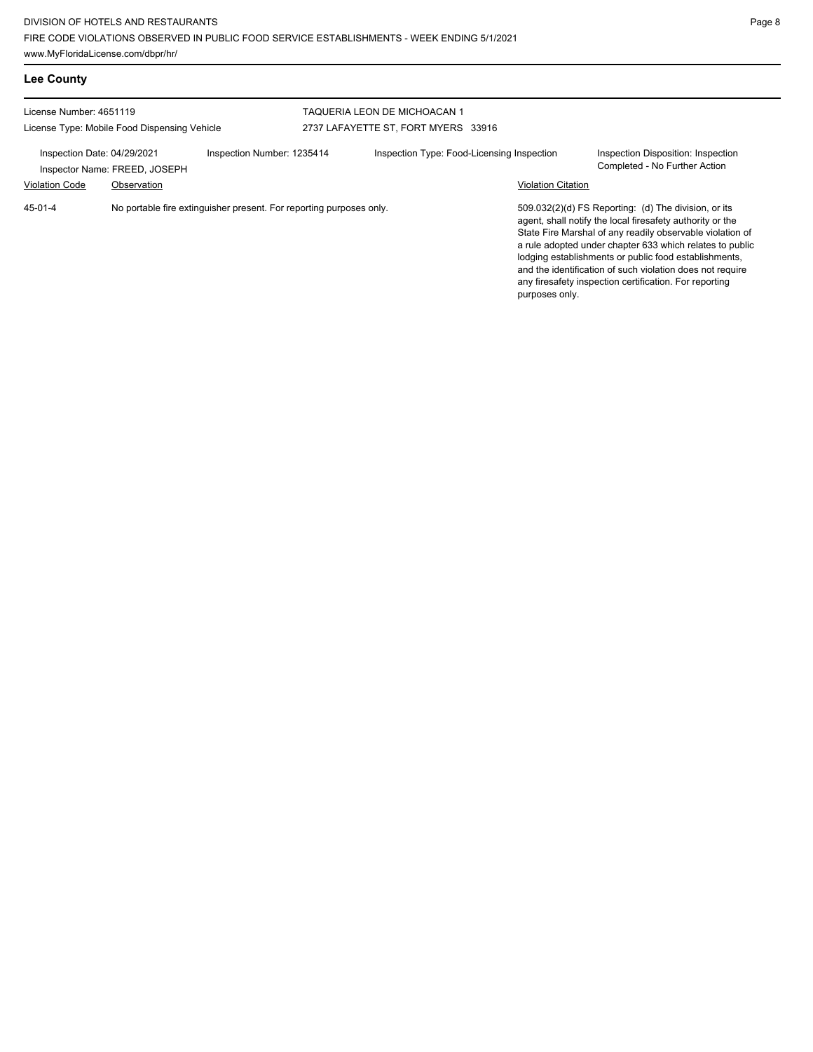## Lee County

License Number: 4651119

License Type: Mobile Food Dispensing Vehicle

TAQUERIA LEON DE MICHOACAN 1
2737 LAFAYETTE ST, FORT MYERS 33916

Inspection Date: 04/29/2021

Inspector Name: FREED, JOSEPH

Inspection Number: 1235414

Inspection Type: Food-Licensing Inspection

Inspection Disposition: Inspection Completed - No Further Action

| Violation Code | Observation | Violation Citation |
|---|---|---|
| 45-01-4 | No portable fire extinguisher present. For reporting purposes only. | 509.032(2)(d) FS Reporting: (d) The division, or its agent, shall notify the local firesafety authority or the State Fire Marshal of any readily observable violation of a rule adopted under chapter 633 which relates to public lodging establishments or public food establishments, and the identification of such violation does not require any firesafety inspection certification. For reporting purposes only. |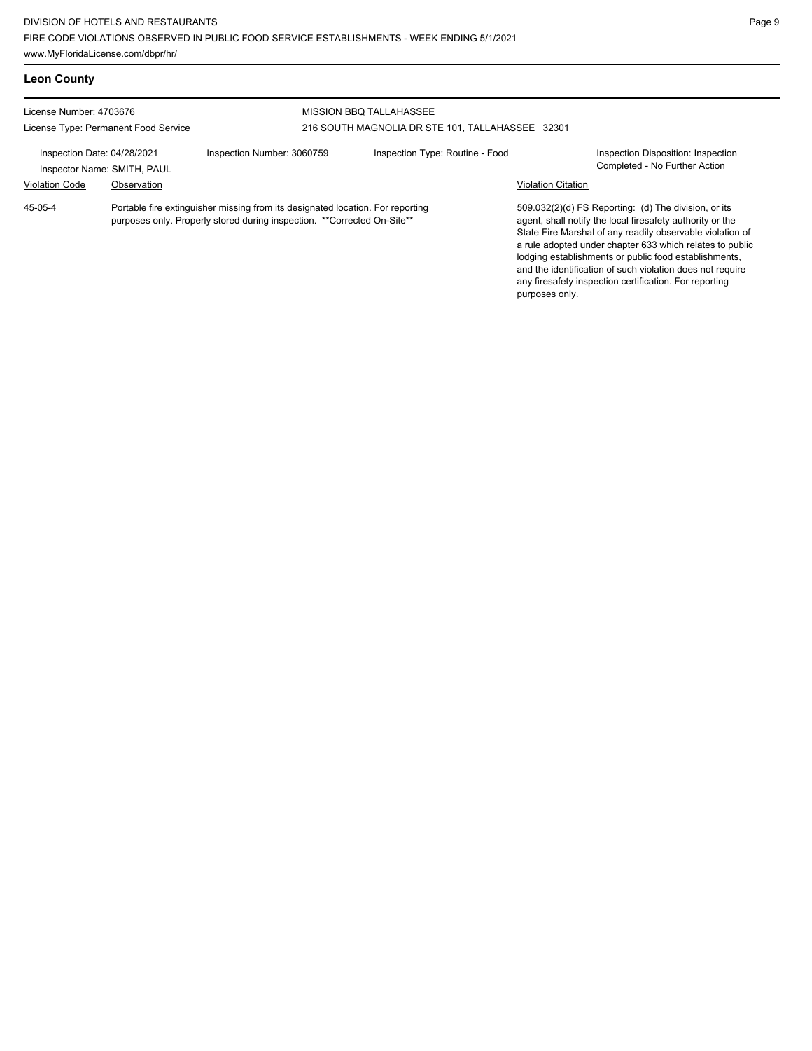## Leon County

License Number: 4703676
License Type: Permanent Food Service

MISSION BBQ TALLAHASSEE
216 SOUTH MAGNOLIA DR STE 101, TALLAHASSEE 32301

Inspection Date: 04/28/2021
Inspector Name: SMITH, PAUL

Inspection Number: 3060759

Inspection Type: Routine - Food

Inspection Disposition: Inspection Completed - No Further Action

| Violation Code | Observation | Violation Citation |
|---|---|---|
| 45-05-4 | Portable fire extinguisher missing from its designated location. For reporting purposes only. Properly stored during inspection. **Corrected On-Site** | 509.032(2)(d) FS Reporting: (d) The division, or its agent, shall notify the local firesafety authority or the State Fire Marshal of any readily observable violation of a rule adopted under chapter 633 which relates to public lodging establishments or public food establishments, and the identification of such violation does not require any firesafety inspection certification. For reporting purposes only. |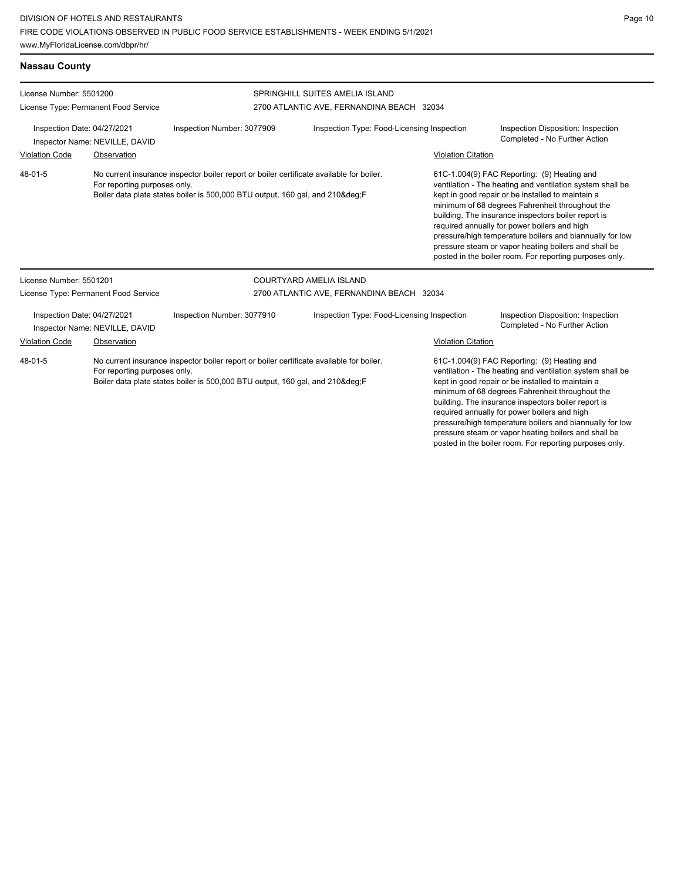## Nassau County

**License Number:** 5501200
**License Type:** Permanent Food Service

**SPRINGHILL SUITES AMELIA ISLAND**
2700 ATLANTIC AVE, FERNANDINA BEACH 32034

**Inspection Date:** 04/27/2021
**Inspector Name:** NEVILLE, DAVID
**Inspection Number:** 3077909
**Inspection Type:** Food-Licensing Inspection
**Inspection Disposition:** Inspection Completed - No Further Action

| Violation Code | Observation | Violation Citation |
|---|---|---|
| 48-01-5 | No current insurance inspector boiler report or boiler certificate available for boiler. For reporting purposes only. Boiler data plate states boiler is 500,000 BTU output, 160 gal, and 210&deg;F | 61C-1.004(9) FAC Reporting: (9) Heating and ventilation - The heating and ventilation system shall be kept in good repair or be installed to maintain a minimum of 68 degrees Fahrenheit throughout the building. The insurance inspectors boiler report is required annually for power boilers and high pressure/high temperature boilers and biannually for low pressure steam or vapor heating boilers and shall be posted in the boiler room. For reporting purposes only. |

**License Number:** 5501201
**License Type:** Permanent Food Service

**COURTYARD AMELIA ISLAND**
2700 ATLANTIC AVE, FERNANDINA BEACH 32034

**Inspection Date:** 04/27/2021
**Inspector Name:** NEVILLE, DAVID
**Inspection Number:** 3077910
**Inspection Type:** Food-Licensing Inspection
**Inspection Disposition:** Inspection Completed - No Further Action

| Violation Code | Observation | Violation Citation |
|---|---|---|
| 48-01-5 | No current insurance inspector boiler report or boiler certificate available for boiler. For reporting purposes only. Boiler data plate states boiler is 500,000 BTU output, 160 gal, and 210&deg;F | 61C-1.004(9) FAC Reporting: (9) Heating and ventilation - The heating and ventilation system shall be kept in good repair or be installed to maintain a minimum of 68 degrees Fahrenheit throughout the building. The insurance inspectors boiler report is required annually for power boilers and high pressure/high temperature boilers and biannually for low pressure steam or vapor heating boilers and shall be posted in the boiler room. For reporting purposes only. |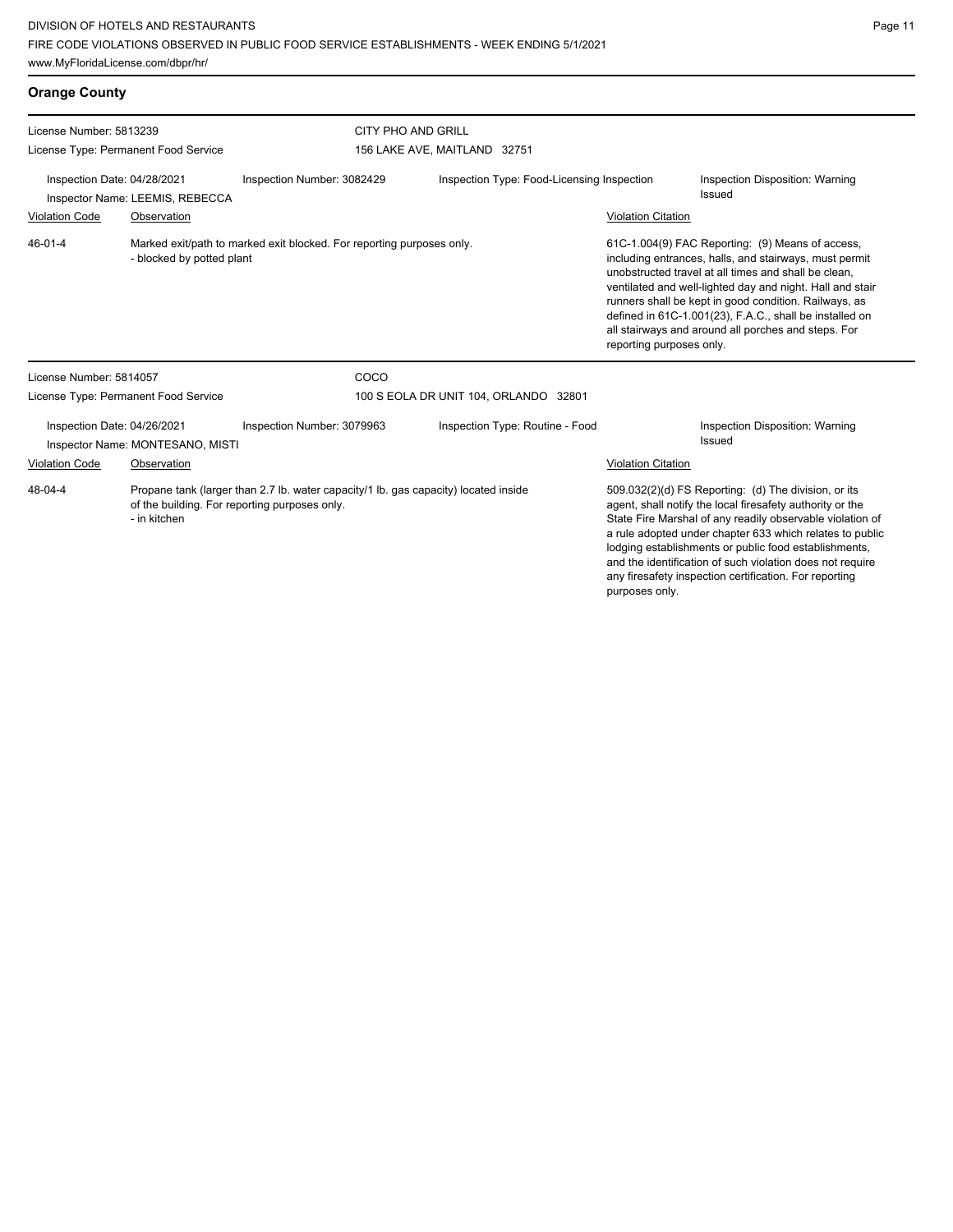## Orange County

License Number: 5813239
License Type: Permanent Food Service

**CITY PHO AND GRILL**
156 LAKE AVE, MAITLAND 32751

Inspection Date: 04/28/2021
Inspector Name: LEEMIS, REBECCA
Inspection Number: 3082429
Inspection Type: Food-Licensing Inspection
Inspection Disposition: Warning Issued

| Violation Code | Observation | Violation Citation |
|---|---|---|
| 46-01-4 | Marked exit/path to marked exit blocked. For reporting purposes only.<br>- blocked by potted plant | 61C-1.004(9) FAC Reporting: (9) Means of access, including entrances, halls, and stairways, must permit unobstructed travel at all times and shall be clean, ventilated and well-lighted day and night. Hall and stair runners shall be kept in good condition. Railways, as defined in 61C-1.001(23), F.A.C., shall be installed on all stairways and around all porches and steps. For reporting purposes only. |

License Number: 5814057
License Type: Permanent Food Service

**COCO**
100 S EOLA DR UNIT 104, ORLANDO 32801

Inspection Date: 04/26/2021
Inspector Name: MONTESANO, MISTI
Inspection Number: 3079963
Inspection Type: Routine - Food
Inspection Disposition: Warning Issued

| Violation Code | Observation | Violation Citation |
|---|---|---|
| 48-04-4 | Propane tank (larger than 2.7 lb. water capacity/1 lb. gas capacity) located inside of the building. For reporting purposes only.<br>- in kitchen | 509.032(2)(d) FS Reporting: (d) The division, or its agent, shall notify the local firesafety authority or the State Fire Marshal of any readily observable violation of a rule adopted under chapter 633 which relates to public lodging establishments or public food establishments, and the identification of such violation does not require any firesafety inspection certification. For reporting purposes only. |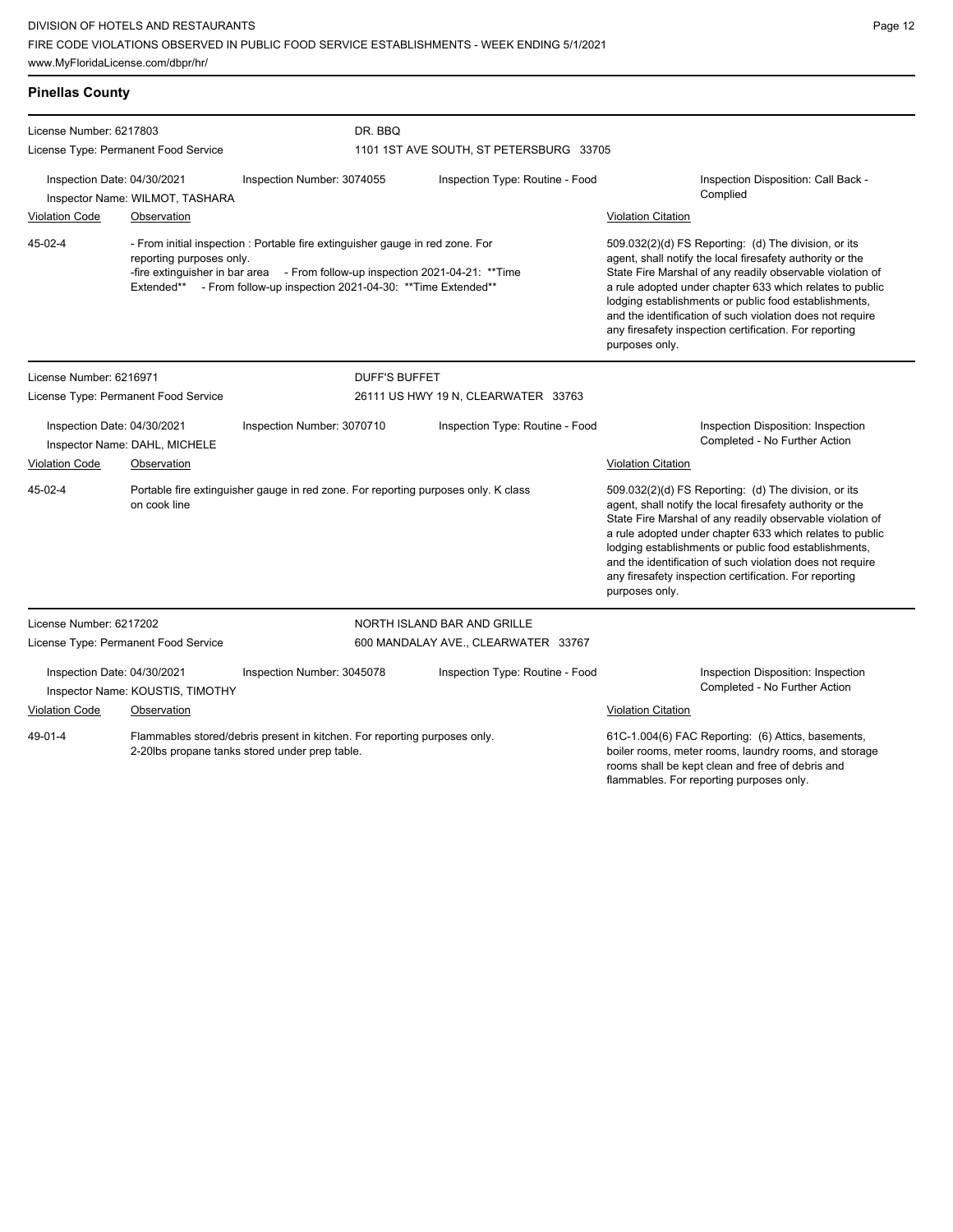DIVISION OF HOTELS AND RESTAURANTS
FIRE CODE VIOLATIONS OBSERVED IN PUBLIC FOOD SERVICE ESTABLISHMENTS - WEEK ENDING 5/1/2021
www.MyFloridaLicense.com/dbpr/hr/

## Pinellas County

**License Number:** 6217803
**License Type:** Permanent Food Service
**DR. BBQ**
1101 1ST AVE SOUTH, ST PETERSBURG 33705

Inspection Date: 04/30/2021 | Inspection Number: 3074055 | Inspection Type: Routine - Food | Inspection Disposition: Call Back - Complied
Inspector Name: WILMOT, TASHARA

| Violation Code | Observation | Violation Citation |
|---|---|---|
| 45-02-4 | - From initial inspection : Portable fire extinguisher gauge in red zone. For reporting purposes only. -fire extinguisher in bar area - From follow-up inspection 2021-04-21: **Time Extended** - From follow-up inspection 2021-04-30: **Time Extended** | 509.032(2)(d) FS Reporting: (d) The division, or its agent, shall notify the local firesafety authority or the State Fire Marshal of any readily observable violation of a rule adopted under chapter 633 which relates to public lodging establishments or public food establishments, and the identification of such violation does not require any firesafety inspection certification. For reporting purposes only. |

**License Number:** 6216971
**License Type:** Permanent Food Service
**DUFF'S BUFFET**
26111 US HWY 19 N, CLEARWATER 33763

Inspection Date: 04/30/2021 | Inspection Number: 3070710 | Inspection Type: Routine - Food | Inspection Disposition: Inspection Completed - No Further Action
Inspector Name: DAHL, MICHELE

| Violation Code | Observation | Violation Citation |
|---|---|---|
| 45-02-4 | Portable fire extinguisher gauge in red zone. For reporting purposes only. K class on cook line | 509.032(2)(d) FS Reporting: (d) The division, or its agent, shall notify the local firesafety authority or the State Fire Marshal of any readily observable violation of a rule adopted under chapter 633 which relates to public lodging establishments or public food establishments, and the identification of such violation does not require any firesafety inspection certification. For reporting purposes only. |

**License Number:** 6217202
**License Type:** Permanent Food Service
**NORTH ISLAND BAR AND GRILLE**
600 MANDALAY AVE., CLEARWATER 33767

Inspection Date: 04/30/2021 | Inspection Number: 3045078 | Inspection Type: Routine - Food | Inspection Disposition: Inspection Completed - No Further Action
Inspector Name: KOUSTIS, TIMOTHY

| Violation Code | Observation | Violation Citation |
|---|---|---|
| 49-01-4 | Flammables stored/debris present in kitchen. For reporting purposes only. 2-20lbs propane tanks stored under prep table. | 61C-1.004(6) FAC Reporting: (6) Attics, basements, boiler rooms, meter rooms, laundry rooms, and storage rooms shall be kept clean and free of debris and flammables. For reporting purposes only. |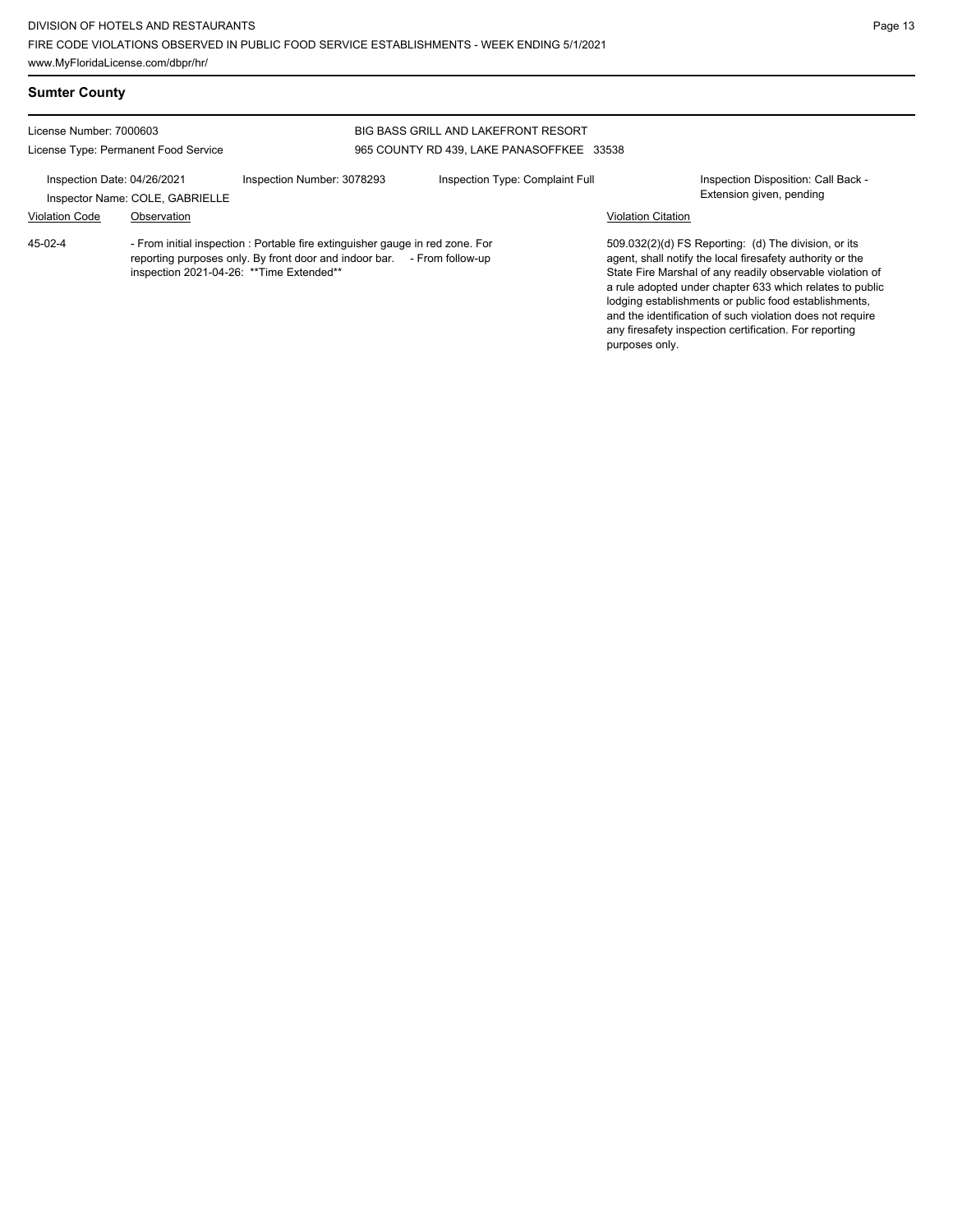## Sumter County

License Number: 7000603

License Type: Permanent Food Service

BIG BASS GRILL AND LAKEFRONT RESORT

965 COUNTY RD 439, LAKE PANASOFFKEE 33538

Inspection Date: 04/26/2021

Inspector Name: COLE, GABRIELLE

Inspection Number: 3078293

Inspection Type: Complaint Full

Inspection Disposition: Call Back - Extension given, pending

| Violation Code | Observation | Violation Citation |
| --- | --- | --- |
| 45-02-4 | - From initial inspection : Portable fire extinguisher gauge in red zone. For reporting purposes only. By front door and indoor bar. - From follow-up inspection 2021-04-26: **Time Extended** | 509.032(2)(d) FS Reporting: (d) The division, or its agent, shall notify the local firesafety authority or the State Fire Marshal of any readily observable violation of a rule adopted under chapter 633 which relates to public lodging establishments or public food establishments, and the identification of such violation does not require any firesafety inspection certification. For reporting purposes only. |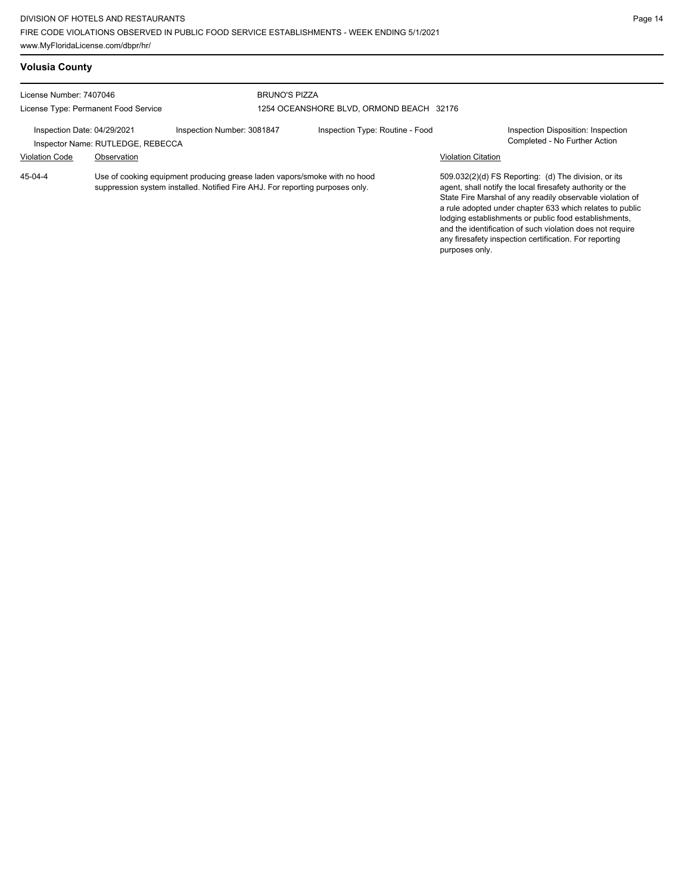## Volusia County

License Number: 7407046
License Type: Permanent Food Service

BRUNO'S PIZZA
1254 OCEANSHORE BLVD, ORMOND BEACH 32176

Inspection Date: 04/29/2021
Inspector Name: RUTLEDGE, REBECCA
Inspection Number: 3081847
Inspection Type: Routine - Food
Inspection Disposition: Inspection Completed - No Further Action

| Violation Code | Observation | Violation Citation |
|---|---|---|
| 45-04-4 | Use of cooking equipment producing grease laden vapors/smoke with no hood suppression system installed. Notified Fire AHJ. For reporting purposes only. | 509.032(2)(d) FS Reporting: (d) The division, or its agent, shall notify the local firesafety authority or the State Fire Marshal of any readily observable violation of a rule adopted under chapter 633 which relates to public lodging establishments or public food establishments, and the identification of such violation does not require any firesafety inspection certification. For reporting purposes only. |